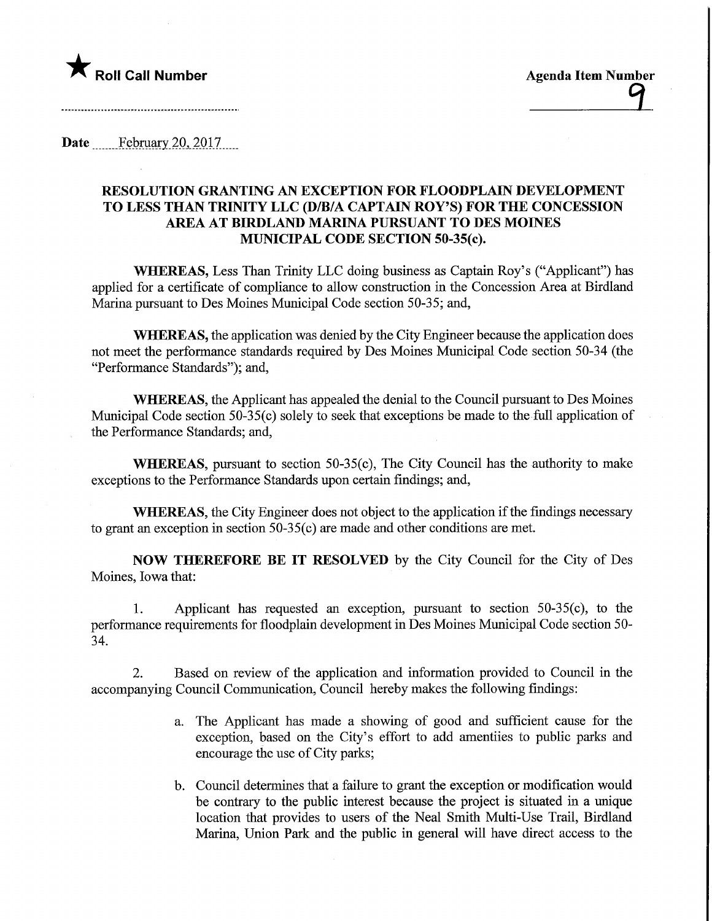★ **Roll Call Number**

**Agenda Item Number**
9

**Date** February 20, 2017

**RESOLUTION GRANTING AN EXCEPTION FOR FLOODPLAIN DEVELOPMENT TO LESS THAN TRINITY LLC (D/B/A CAPTAIN ROY'S) FOR THE CONCESSION AREA AT BIRDLAND MARINA PURSUANT TO DES MOINES MUNICIPAL CODE SECTION 50-35(c).**

**WHEREAS,** Less Than Trinity LLC doing business as Captain Roy's ("Applicant") has applied for a certificate of compliance to allow construction in the Concession Area at Birdland Marina pursuant to Des Moines Municipal Code section 50-35; and,

**WHEREAS,** the application was denied by the City Engineer because the application does not meet the performance standards required by Des Moines Municipal Code section 50-34 (the "Performance Standards"); and,

**WHEREAS,** the Applicant has appealed the denial to the Council pursuant to Des Moines Municipal Code section 50-35(c) solely to seek that exceptions be made to the full application of the Performance Standards; and,

**WHEREAS,** pursuant to section 50-35(c), The City Council has the authority to make exceptions to the Performance Standards upon certain findings; and,

**WHEREAS,** the City Engineer does not object to the application if the findings necessary to grant an exception in section 50-35(c) are made and other conditions are met.

**NOW THEREFORE BE IT RESOLVED** by the City Council for the City of Des Moines, Iowa that:

1. Applicant has requested an exception, pursuant to section 50-35(c), to the performance requirements for floodplain development in Des Moines Municipal Code section 50-34.

2. Based on review of the application and information provided to Council in the accompanying Council Communication, Council hereby makes the following findings:

   a. The Applicant has made a showing of good and sufficient cause for the exception, based on the City's effort to add amentiies to public parks and encourage the use of City parks;

   b. Council determines that a failure to grant the exception or modification would be contrary to the public interest because the project is situated in a unique location that provides to users of the Neal Smith Multi-Use Trail, Birdland Marina, Union Park and the public in general will have direct access to the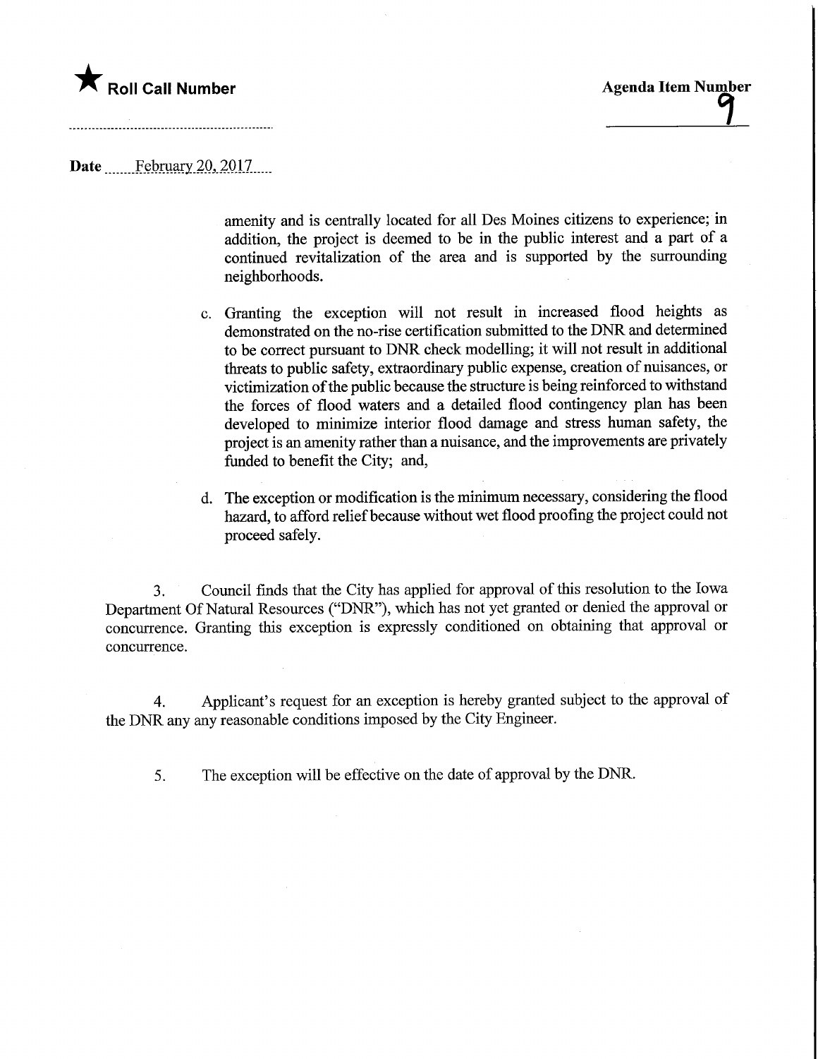★ Roll Call Number

Agenda Item Number
9

Date February 20, 2017

amenity and is centrally located for all Des Moines citizens to experience; in addition, the project is deemed to be in the public interest and a part of a continued revitalization of the area and is supported by the surrounding neighborhoods.

c. Granting the exception will not result in increased flood heights as demonstrated on the no-rise certification submitted to the DNR and determined to be correct pursuant to DNR check modelling; it will not result in additional threats to public safety, extraordinary public expense, creation of nuisances, or victimization of the public because the structure is being reinforced to withstand the forces of flood waters and a detailed flood contingency plan has been developed to minimize interior flood damage and stress human safety, the project is an amenity rather than a nuisance, and the improvements are privately funded to benefit the City; and,

d. The exception or modification is the minimum necessary, considering the flood hazard, to afford relief because without wet flood proofing the project could not proceed safely.

3. Council finds that the City has applied for approval of this resolution to the Iowa Department Of Natural Resources ("DNR"), which has not yet granted or denied the approval or concurrence. Granting this exception is expressly conditioned on obtaining that approval or concurrence.

4. Applicant's request for an exception is hereby granted subject to the approval of the DNR any any reasonable conditions imposed by the City Engineer.

5. The exception will be effective on the date of approval by the DNR.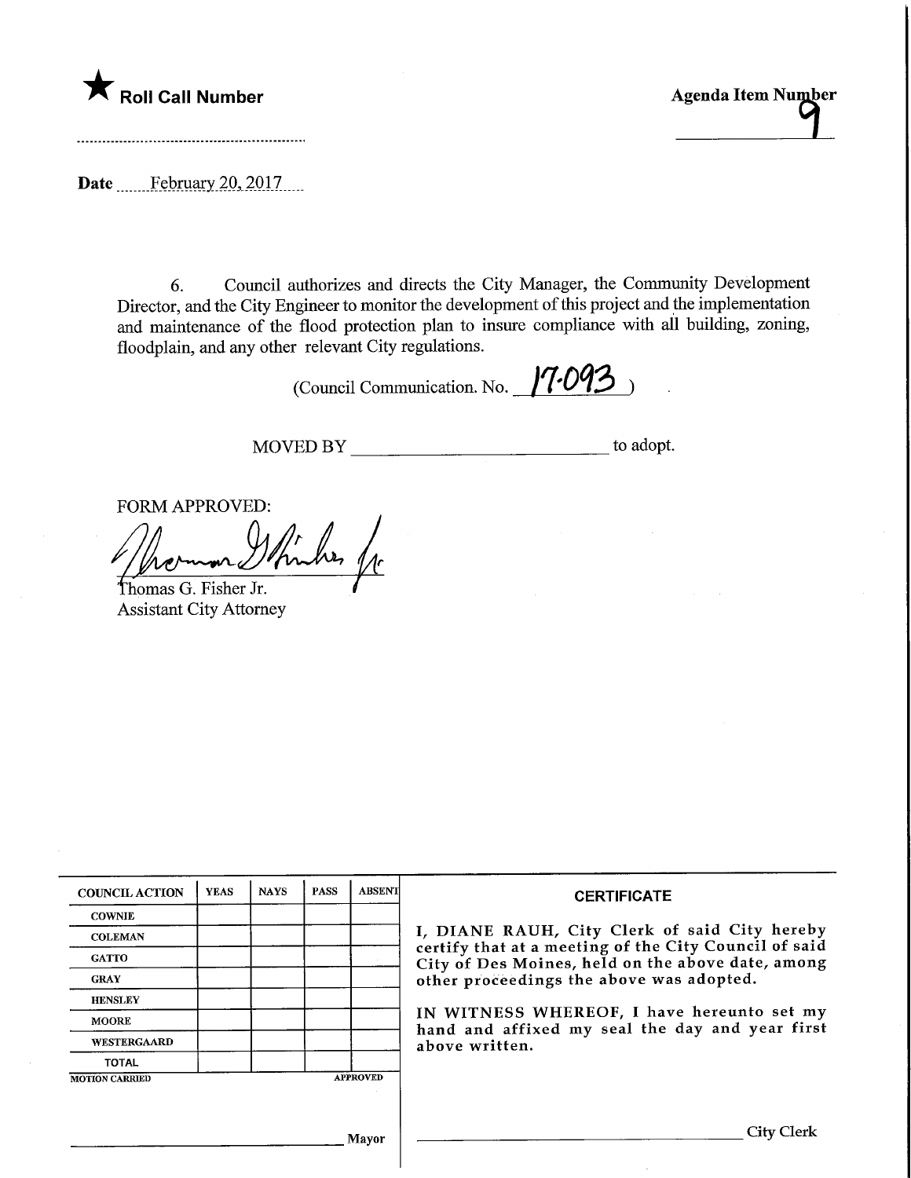★ **Roll Call Number**

**Agenda Item Number**
9

Date February 20, 2017

6. Council authorizes and directs the City Manager, the Community Development Director, and the City Engineer to monitor the development of this project and the implementation and maintenance of the flood protection plan to insure compliance with all building, zoning, floodplain, and any other relevant City regulations.

(Council Communication. No. 17-093)

MOVED BY ______________________ to adopt.

FORM APPROVED:

Thomas G. Fisher Jr.
Assistant City Attorney

| COUNCIL ACTION | YEAS | NAYS | PASS | ABSENT |
| --- | --- | --- | --- | --- |
| COWNIE | | | | |
| COLEMAN | | | | |
| GATTO | | | | |
| GRAY | | | | |
| HENSLEY | | | | |
| MOORE | | | | |
| WESTERGAARD | | | | |
| TOTAL | | | | |

MOTION CARRIED APPROVED

______________________ Mayor

**CERTIFICATE**

I, DIANE RAUH, City Clerk of said City hereby certify that at a meeting of the City Council of said City of Des Moines, held on the above date, among other proceedings the above was adopted.

IN WITNESS WHEREOF, I have hereunto set my hand and affixed my seal the day and year first above written.

______________________ City Clerk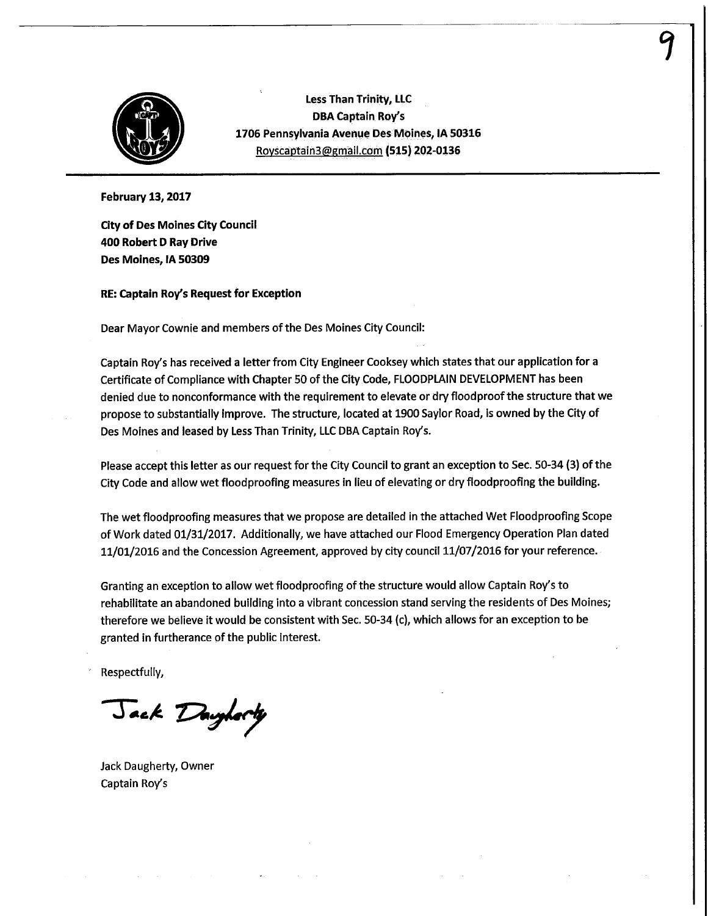**Less Than Trinity, LLC**
**DBA Captain Roy's**
**1706 Pennsylvania Avenue Des Moines, IA 50316**
Royscaptain3@gmail.com **(515) 202-0136**

---

**February 13, 2017**

**City of Des Moines City Council**
**400 Robert D Ray Drive**
**Des Moines, IA 50309**

**RE: Captain Roy's Request for Exception**

Dear Mayor Cownie and members of the Des Moines City Council:

Captain Roy's has received a letter from City Engineer Cooksey which states that our application for a Certificate of Compliance with Chapter 50 of the City Code, FLOODPLAIN DEVELOPMENT has been denied due to nonconformance with the requirement to elevate or dry floodproof the structure that we propose to substantially improve. The structure, located at 1900 Saylor Road, is owned by the City of Des Moines and leased by Less Than Trinity, LLC DBA Captain Roy's.

Please accept this letter as our request for the City Council to grant an exception to Sec. 50-34 (3) of the City Code and allow wet floodproofing measures in lieu of elevating or dry floodproofing the building.

The wet floodproofing measures that we propose are detailed in the attached Wet Floodproofing Scope of Work dated 01/31/2017. Additionally, we have attached our Flood Emergency Operation Plan dated 11/01/2016 and the Concession Agreement, approved by city council 11/07/2016 for your reference.

Granting an exception to allow wet floodproofing of the structure would allow Captain Roy's to rehabilitate an abandoned building into a vibrant concession stand serving the residents of Des Moines; therefore we believe it would be consistent with Sec. 50-34 (c), which allows for an exception to be granted in furtherance of the public interest.

Respectfully,

Jack Daugherty

Jack Daugherty, Owner
Captain Roy's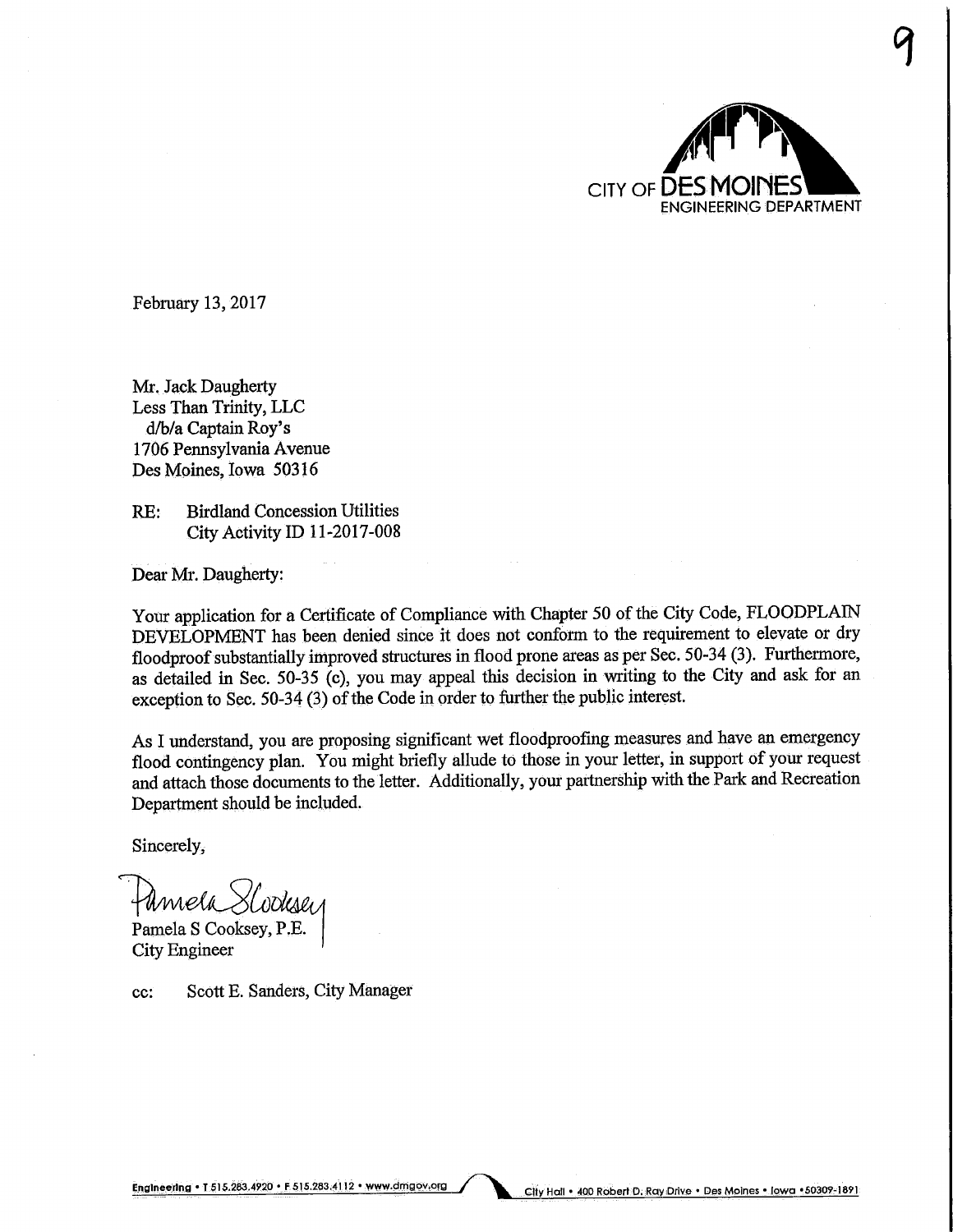CITY OF DES MOINES
ENGINEERING DEPARTMENT

February 13, 2017

Mr. Jack Daugherty
Less Than Trinity, LLC
d/b/a Captain Roy's
1706 Pennsylvania Avenue
Des Moines, Iowa 50316

RE: Birdland Concession Utilities
City Activity ID 11-2017-008

Dear Mr. Daugherty:

Your application for a Certificate of Compliance with Chapter 50 of the City Code, FLOODPLAIN DEVELOPMENT has been denied since it does not conform to the requirement to elevate or dry floodproof substantially improved structures in flood prone areas as per Sec. 50-34 (3). Furthermore, as detailed in Sec. 50-35 (c), you may appeal this decision in writing to the City and ask for an exception to Sec. 50-34 (3) of the Code in order to further the public interest.

As I understand, you are proposing significant wet floodproofing measures and have an emergency flood contingency plan. You might briefly allude to those in your letter, in support of your request and attach those documents to the letter. Additionally, your partnership with the Park and Recreation Department should be included.

Sincerely,

Pamela S Cooksey

Pamela S Cooksey, P.E.
City Engineer

cc: Scott E. Sanders, City Manager

Engineering • T 515.283.4920 • F 515.283.4112 • www.dmgov.org City Hall • 400 Robert D. Ray Drive • Des Moines • Iowa • 50309-1891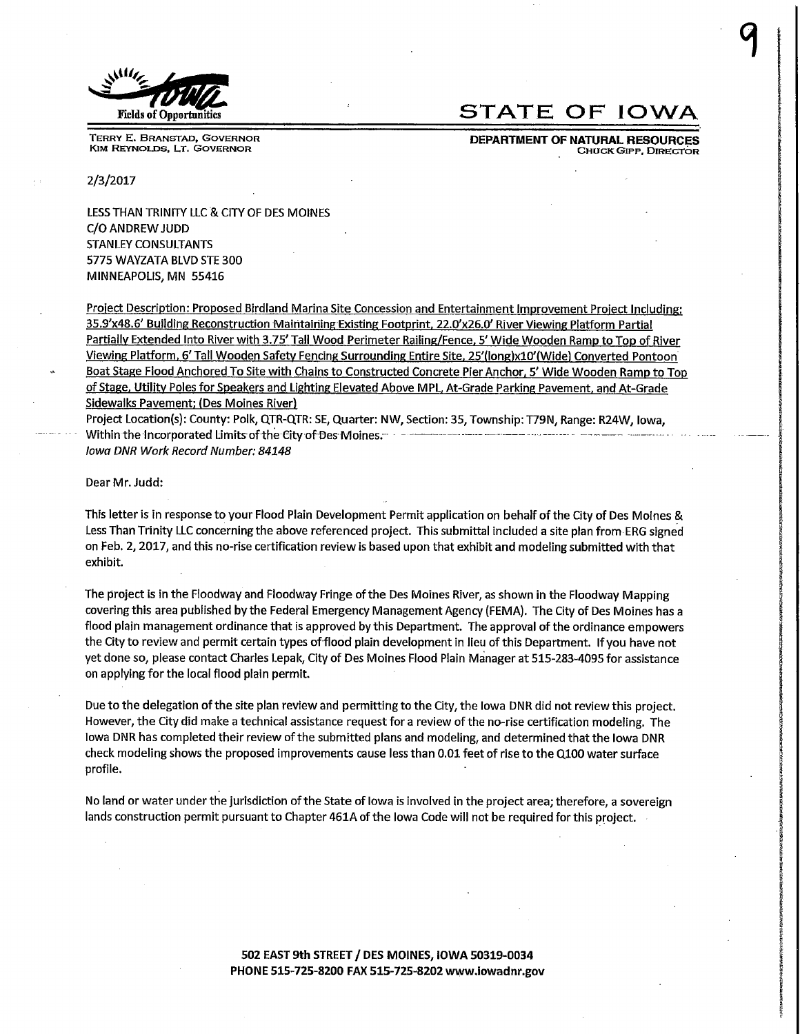Fields of Opportunities

TERRY E. BRANSTAD, GOVERNOR
KIM REYNOLDS, LT. GOVERNOR

# STATE OF IOWA

**DEPARTMENT OF NATURAL RESOURCES**
CHUCK GIPP, DIRECTOR

2/3/2017

LESS THAN TRINITY LLC & CITY OF DES MOINES
C/O ANDREW JUDD
STANLEY CONSULTANTS
5775 WAYZATA BLVD STE 300
MINNEAPOLIS, MN 55416

Project Description: Proposed Birdland Marina Site Concession and Entertainment Improvement Project Including: 35.9'x48.6' Building Reconstruction Maintaining Existing Footprint, 22.0'x26.0' River Viewing Platform Partial Partially Extended Into River with 3.75' Tall Wood Perimeter Railing/Fence, 5' Wide Wooden Ramp to Top of River Viewing Platform, 6' Tall Wooden Safety Fencing Surrounding Entire Site, 25'(long)x10'(Wide) Converted Pontoon Boat Stage Flood Anchored To Site with Chains to Constructed Concrete Pier Anchor, 5' Wide Wooden Ramp to Top of Stage, Utility Poles for Speakers and Lighting Elevated Above MPL, At-Grade Parking Pavement, and At-Grade Sidewalks Pavement; (Des Moines River)

Project Location(s): County: Polk, QTR-QTR: SE, Quarter: NW, Section: 35, Township: T79N, Range: R24W, Iowa, Within the Incorporated Limits of the City of Des Moines.

*Iowa DNR Work Record Number: 84148*

Dear Mr. Judd:

This letter is in response to your Flood Plain Development Permit application on behalf of the City of Des Moines & Less Than Trinity LLC concerning the above referenced project. This submittal included a site plan from ERG signed on Feb. 2, 2017, and this no-rise certification review is based upon that exhibit and modeling submitted with that exhibit.

The project is in the Floodway and Floodway Fringe of the Des Moines River, as shown in the Floodway Mapping covering this area published by the Federal Emergency Management Agency (FEMA). The City of Des Moines has a flood plain management ordinance that is approved by this Department. The approval of the ordinance empowers the City to review and permit certain types of flood plain development in lieu of this Department. If you have not yet done so, please contact Charles Lepak, City of Des Moines Flood Plain Manager at 515-283-4095 for assistance on applying for the local flood plain permit.

Due to the delegation of the site plan review and permitting to the City, the Iowa DNR did not review this project. However, the City did make a technical assistance request for a review of the no-rise certification modeling. The Iowa DNR has completed their review of the submitted plans and modeling, and determined that the Iowa DNR check modeling shows the proposed improvements cause less than 0.01 feet of rise to the Q100 water surface profile.

No land or water under the jurisdiction of the State of Iowa is involved in the project area; therefore, a sovereign lands construction permit pursuant to Chapter 461A of the Iowa Code will not be required for this project.

**502 EAST 9th STREET / DES MOINES, IOWA 50319-0034**
**PHONE 515-725-8200 FAX 515-725-8202 www.iowadnr.gov**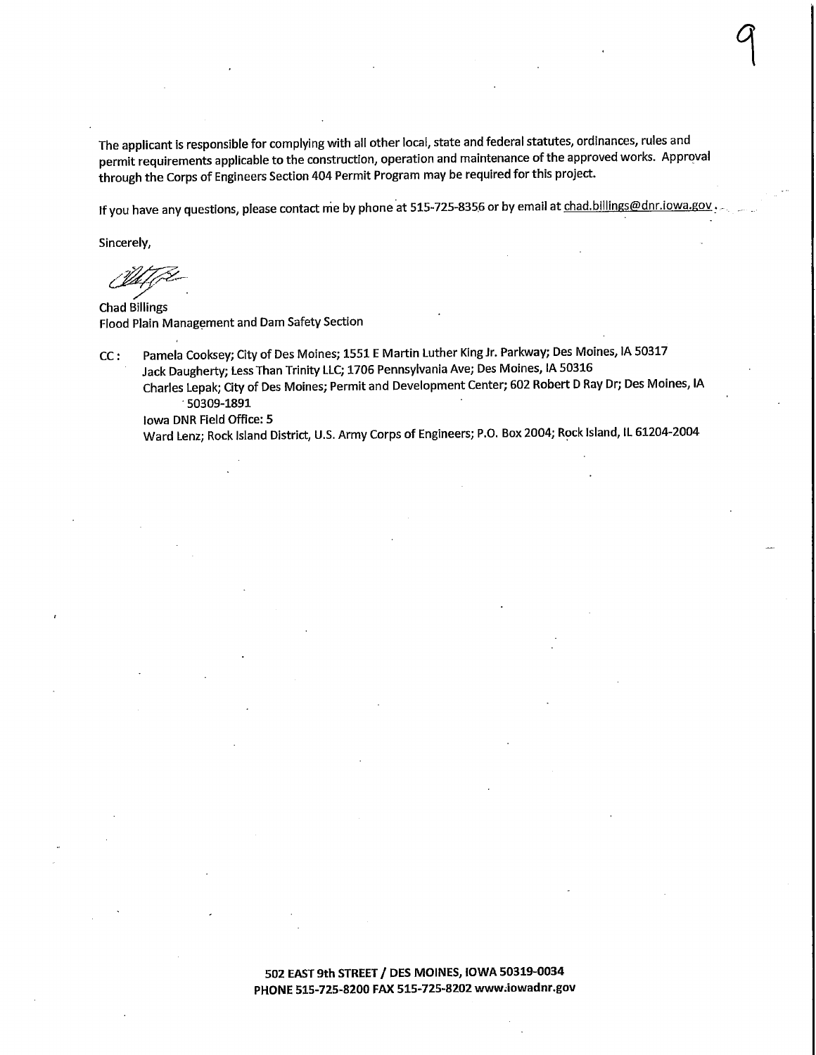The applicant is responsible for complying with all other local, state and federal statutes, ordinances, rules and permit requirements applicable to the construction, operation and maintenance of the approved works. Approval through the Corps of Engineers Section 404 Permit Program may be required for this project.

If you have any questions, please contact me by phone at 515-725-8356 or by email at chad.billings@dnr.iowa.gov.

Sincerely,

Chad Billings
Flood Plain Management and Dam Safety Section

CC: Pamela Cooksey; City of Des Moines; 1551 E Martin Luther King Jr. Parkway; Des Moines, IA 50317
Jack Daugherty; Less Than Trinity LLC; 1706 Pennsylvania Ave; Des Moines, IA 50316
Charles Lepak; City of Des Moines; Permit and Development Center; 602 Robert D Ray Dr; Des Moines, IA 50309-1891
Iowa DNR Field Office: 5
Ward Lenz; Rock Island District, U.S. Army Corps of Engineers; P.O. Box 2004; Rock Island, IL 61204-2004

**502 EAST 9th STREET / DES MOINES, IOWA 50319-0034**
**PHONE 515-725-8200 FAX 515-725-8202 www.iowadnr.gov**